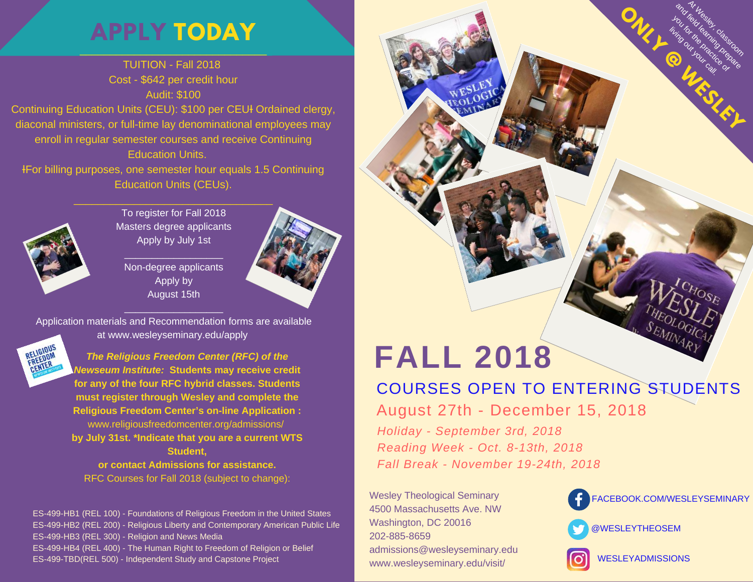# APPLY TODAY

TUITION - Fall 2018

Cost - $642 per credit hour

Audit: $100

Continuing Education Units (CEU): $100 per CEUƗ Ordained clergy, diaconal ministers, or full-time lay denominational employees may enroll in regular semester courses and receive Continuing Education Units.

ƗFor billing purposes, one semester hour equals 1.5 Continuing Education Units (CEUs).

---

To register for Fall 2018

Masters degree applicants

Apply by July 1st

---

Non-degree applicants

Apply by

August 15th

---

Application materials and Recommendation forms are available at www.wesleyseminary.edu/apply

***The Religious Freedom Center (RFC) of the Newseum Institute:*** **Students may receive credit for any of the four RFC hybrid classes. Students must register through Wesley and complete the Religious Freedom Center's on-line Application :** www.religiousfreedomcenter.org/admissions/ **by July 31st. *Indicate that you are a current WTS Student, or contact Admissions for assistance.**

RFC Courses for Fall 2018 (subject to change):

- ES-499-HB1 (REL 100) - Foundations of Religious Freedom in the United States
- ES-499-HB2 (REL 200) - Religious Liberty and Contemporary American Public Life
- ES-499-HB3 (REL 300) - Religion and News Media
- ES-499-HB4 (REL 400) - The Human Right to Freedom of Religion or Belief
- ES-499-TBD(REL 500) - Independent Study and Capstone Project

**ONLY @ WESLEY**

At Wesley, classroom and field learning prepare you for the practice of living out your call.

# FALL 2018

## COURSES OPEN TO ENTERING STUDENTS

August 27th - December 15, 2018

*Holiday - September 3rd, 2018*

*Reading Week - Oct. 8-13th, 2018*

*Fall Break - November 19-24th, 2018*

Wesley Theological Seminary
4500 Massachusetts Ave. NW
Washington, DC 20016
202-885-8659
admissions@wesleyseminary.edu
www.wesleyseminary.edu/visit/

FACEBOOK.COM/WESLEYSEMINARY

@WESLEYTHEOSEM

WESLEYADMISSIONS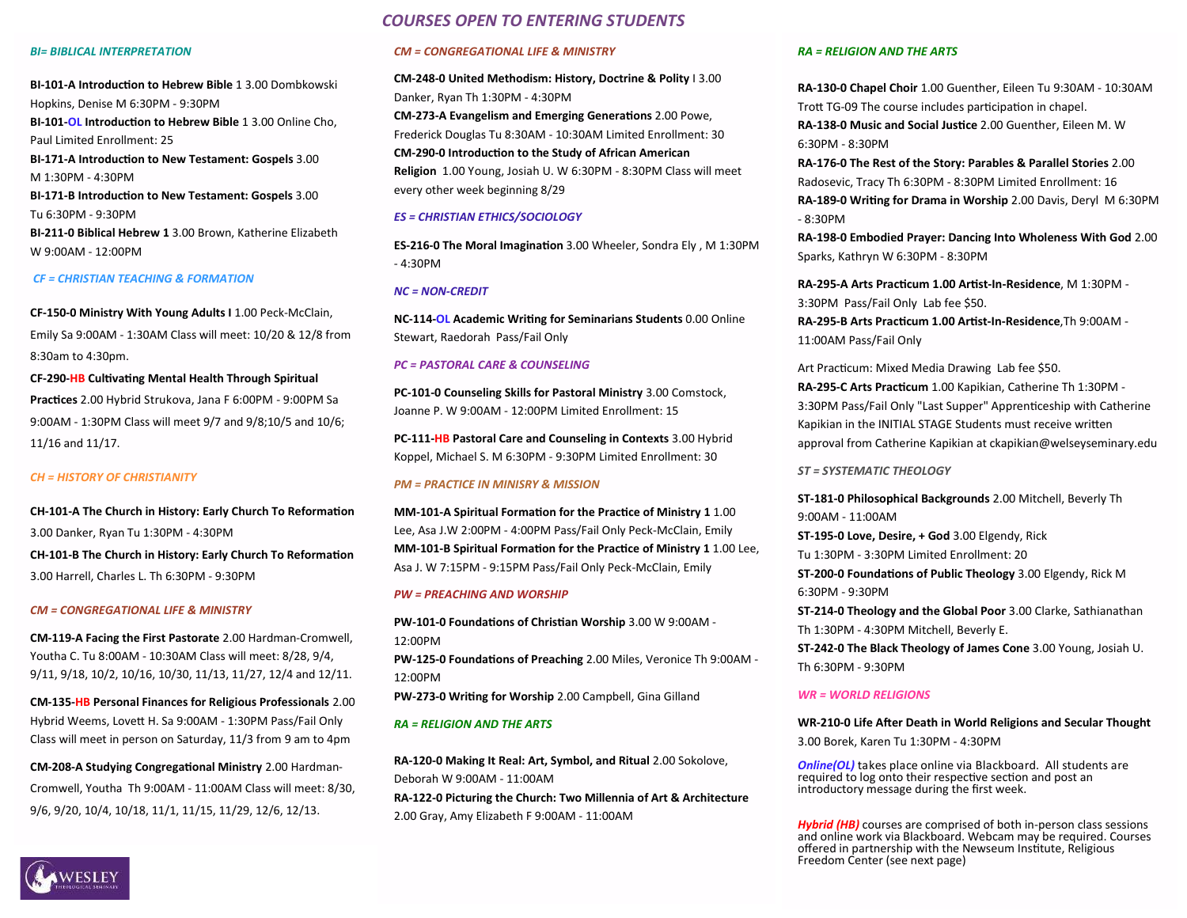# COURSES OPEN TO ENTERING STUDENTS

### *BI= BIBLICAL INTERPRETATION*

**BI-101-A Introduction to Hebrew Bible** 1 3.00 Dombkowski Hopkins, Denise M 6:30PM - 9:30PM
**BI-101-OL Introduction to Hebrew Bible** 1 3.00 Online Cho, Paul Limited Enrollment: 25
**BI-171-A Introduction to New Testament: Gospels** 3.00 M 1:30PM - 4:30PM
**BI-171-B Introduction to New Testament: Gospels** 3.00 Tu 6:30PM - 9:30PM
**BI-211-0 Biblical Hebrew 1** 3.00 Brown, Katherine Elizabeth W 9:00AM - 12:00PM

### *CF = CHRISTIAN TEACHING & FORMATION*

**CF-150-0 Ministry With Young Adults I** 1.00 Peck-McClain, Emily Sa 9:00AM - 1:30AM Class will meet: 10/20 & 12/8 from 8:30am to 4:30pm.

**CF-290-HB Cultivating Mental Health Through Spiritual Practices** 2.00 Hybrid Strukova, Jana F 6:00PM - 9:00PM Sa 9:00AM - 1:30PM Class will meet 9/7 and 9/8;10/5 and 10/6; 11/16 and 11/17.

### *CH = HISTORY OF CHRISTIANITY*

**CH-101-A The Church in History: Early Church To Reformation** 3.00 Danker, Ryan Tu 1:30PM - 4:30PM
**CH-101-B The Church in History: Early Church To Reformation** 3.00 Harrell, Charles L. Th 6:30PM - 9:30PM

### *CM = CONGREGATIONAL LIFE & MINISTRY*

**CM-119-A Facing the First Pastorate** 2.00 Hardman-Cromwell, Youtha C. Tu 8:00AM - 10:30AM Class will meet: 8/28, 9/4, 9/11, 9/18, 10/2, 10/16, 10/30, 11/13, 11/27, 12/4 and 12/11.

**CM-135-HB Personal Finances for Religious Professionals** 2.00 Hybrid Weems, Lovett H. Sa 9:00AM - 1:30PM Pass/Fail Only Class will meet in person on Saturday, 11/3 from 9 am to 4pm

**CM-208-A Studying Congregational Ministry** 2.00 Hardman-Cromwell, Youtha Th 9:00AM - 11:00AM Class will meet: 8/30, 9/6, 9/20, 10/4, 10/18, 11/1, 11/15, 11/29, 12/6, 12/13.

### *CM = CONGREGATIONAL LIFE & MINISTRY*

**CM-248-0 United Methodism: History, Doctrine & Polity** I 3.00 Danker, Ryan Th 1:30PM - 4:30PM
**CM-273-A Evangelism and Emerging Generations** 2.00 Powe, Frederick Douglas Tu 8:30AM - 10:30AM Limited Enrollment: 30
**CM-290-0 Introduction to the Study of African American Religion** 1.00 Young, Josiah U. W 6:30PM - 8:30PM Class will meet every other week beginning 8/29

### *ES = CHRISTIAN ETHICS/SOCIOLOGY*

**ES-216-0 The Moral Imagination** 3.00 Wheeler, Sondra Ely , M 1:30PM - 4:30PM

### *NC = NON-CREDIT*

**NC-114-OL Academic Writing for Seminarians Students** 0.00 Online Stewart, Raedorah Pass/Fail Only

### *PC = PASTORAL CARE & COUNSELING*

**PC-101-0 Counseling Skills for Pastoral Ministry** 3.00 Comstock, Joanne P. W 9:00AM - 12:00PM Limited Enrollment: 15

**PC-111-HB Pastoral Care and Counseling in Contexts** 3.00 Hybrid Koppel, Michael S. M 6:30PM - 9:30PM Limited Enrollment: 30

### *PM = PRACTICE IN MINISRY & MISSION*

**MM-101-A Spiritual Formation for the Practice of Ministry 1** 1.00 Lee, Asa J.W 2:00PM - 4:00PM Pass/Fail Only Peck-McClain, Emily
**MM-101-B Spiritual Formation for the Practice of Ministry 1** 1.00 Lee, Asa J. W 7:15PM - 9:15PM Pass/Fail Only Peck-McClain, Emily

### *PW = PREACHING AND WORSHIP*

**PW-101-0 Foundations of Christian Worship** 3.00 W 9:00AM - 12:00PM
**PW-125-0 Foundations of Preaching** 2.00 Miles, Veronice Th 9:00AM - 12:00PM
**PW-273-0 Writing for Worship** 2.00 Campbell, Gina Gilland

### *RA = RELIGION AND THE ARTS*

**RA-120-0 Making It Real: Art, Symbol, and Ritual** 2.00 Sokolove, Deborah W 9:00AM - 11:00AM
**RA-122-0 Picturing the Church: Two Millennia of Art & Architecture** 2.00 Gray, Amy Elizabeth F 9:00AM - 11:00AM

### *RA = RELIGION AND THE ARTS*

**RA-130-0 Chapel Choir** 1.00 Guenther, Eileen Tu 9:30AM - 10:30AM Trott TG-09 The course includes participation in chapel.
**RA-138-0 Music and Social Justice** 2.00 Guenther, Eileen M. W 6:30PM - 8:30PM
**RA-176-0 The Rest of the Story: Parables & Parallel Stories** 2.00 Radosevic, Tracy Th 6:30PM - 8:30PM Limited Enrollment: 16
**RA-189-0 Writing for Drama in Worship** 2.00 Davis, Deryl M 6:30PM - 8:30PM
**RA-198-0 Embodied Prayer: Dancing Into Wholeness With God** 2.00 Sparks, Kathryn W 6:30PM - 8:30PM

**RA-295-A Arts Practicum 1.00 Artist-In-Residence**, M 1:30PM - 3:30PM Pass/Fail Only Lab fee $50.
**RA-295-B Arts Practicum 1.00 Artist-In-Residence**,Th 9:00AM - 11:00AM Pass/Fail Only

Art Practicum: Mixed Media Drawing Lab fee $50.
**RA-295-C Arts Practicum** 1.00 Kapikian, Catherine Th 1:30PM - 3:30PM Pass/Fail Only "Last Supper" Apprenticeship with Catherine Kapikian in the INITIAL STAGE Students must receive written approval from Catherine Kapikian at ckapikian@welseyseminary.edu

### *ST = SYSTEMATIC THEOLOGY*

**ST-181-0 Philosophical Backgrounds** 2.00 Mitchell, Beverly Th 9:00AM - 11:00AM
**ST-195-0 Love, Desire, + God** 3.00 Elgendy, Rick Tu 1:30PM - 3:30PM Limited Enrollment: 20
**ST-200-0 Foundations of Public Theology** 3.00 Elgendy, Rick M 6:30PM - 9:30PM
**ST-214-0 Theology and the Global Poor** 3.00 Clarke, Sathianathan Th 1:30PM - 4:30PM Mitchell, Beverly E.
**ST-242-0 The Black Theology of James Cone** 3.00 Young, Josiah U. Th 6:30PM - 9:30PM

### *WR = WORLD RELIGIONS*

**WR-210-0 Life After Death in World Religions and Secular Thought** 3.00 Borek, Karen Tu 1:30PM - 4:30PM

***Online(OL)*** takes place online via Blackboard. All students are required to log onto their respective section and post an introductory message during the first week.

***Hybrid (HB)*** courses are comprised of both in-person class sessions and online work via Blackboard. Webcam may be required. Courses offered in partnership with the Newseum Institute, Religious Freedom Center (see next page)

WESLEY THEOLOGICAL SEMINARY